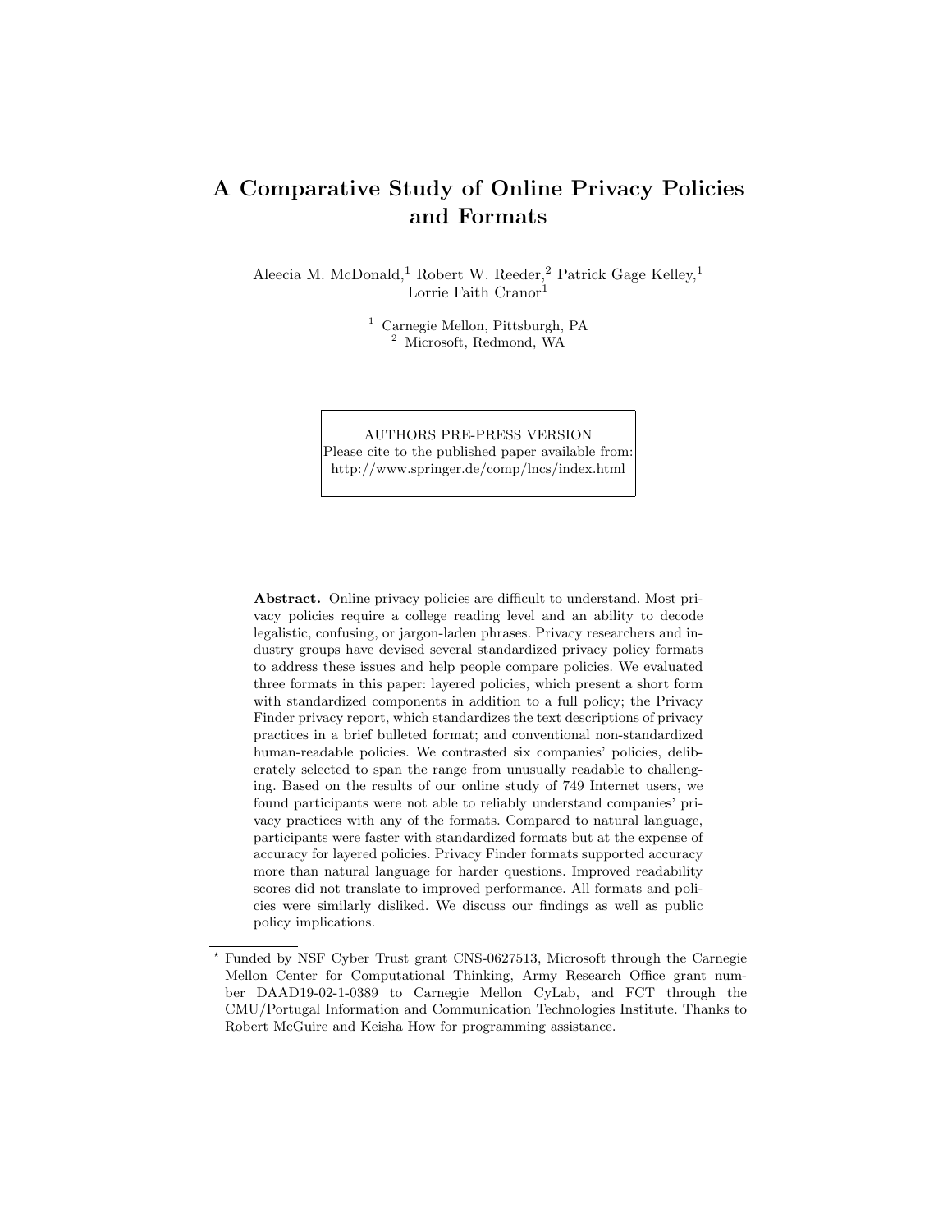# A Comparative Study of Online Privacy Policies and Formats

Aleecia M. McDonald,[1] Robert W. Reeder,[2] Patrick Gage Kelley,[1] Lorrie Faith Cranor[1]

[1] Carnegie Mellon, Pittsburgh, PA
[2] Microsoft, Redmond, WA

AUTHORS PRE-PRESS VERSION
Please cite to the published paper available from:
http://www.springer.de/comp/lncs/index.html

**Abstract.** Online privacy policies are difficult to understand. Most privacy policies require a college reading level and an ability to decode legalistic, confusing, or jargon-laden phrases. Privacy researchers and industry groups have devised several standardized privacy policy formats to address these issues and help people compare policies. We evaluated three formats in this paper: layered policies, which present a short form with standardized components in addition to a full policy; the Privacy Finder privacy report, which standardizes the text descriptions of privacy practices in a brief bulleted format; and conventional non-standardized human-readable policies. We contrasted six companies' policies, deliberately selected to span the range from unusually readable to challenging. Based on the results of our online study of 749 Internet users, we found participants were not able to reliably understand companies' privacy practices with any of the formats. Compared to natural language, participants were faster with standardized formats but at the expense of accuracy for layered policies. Privacy Finder formats supported accuracy more than natural language for harder questions. Improved readability scores did not translate to improved performance. All formats and policies were similarly disliked. We discuss our findings as well as public policy implications.

[*] Funded by NSF Cyber Trust grant CNS-0627513, Microsoft through the Carnegie Mellon Center for Computational Thinking, Army Research Office grant number DAAD19-02-1-0389 to Carnegie Mellon CyLab, and FCT through the CMU/Portugal Information and Communication Technologies Institute. Thanks to Robert McGuire and Keisha How for programming assistance.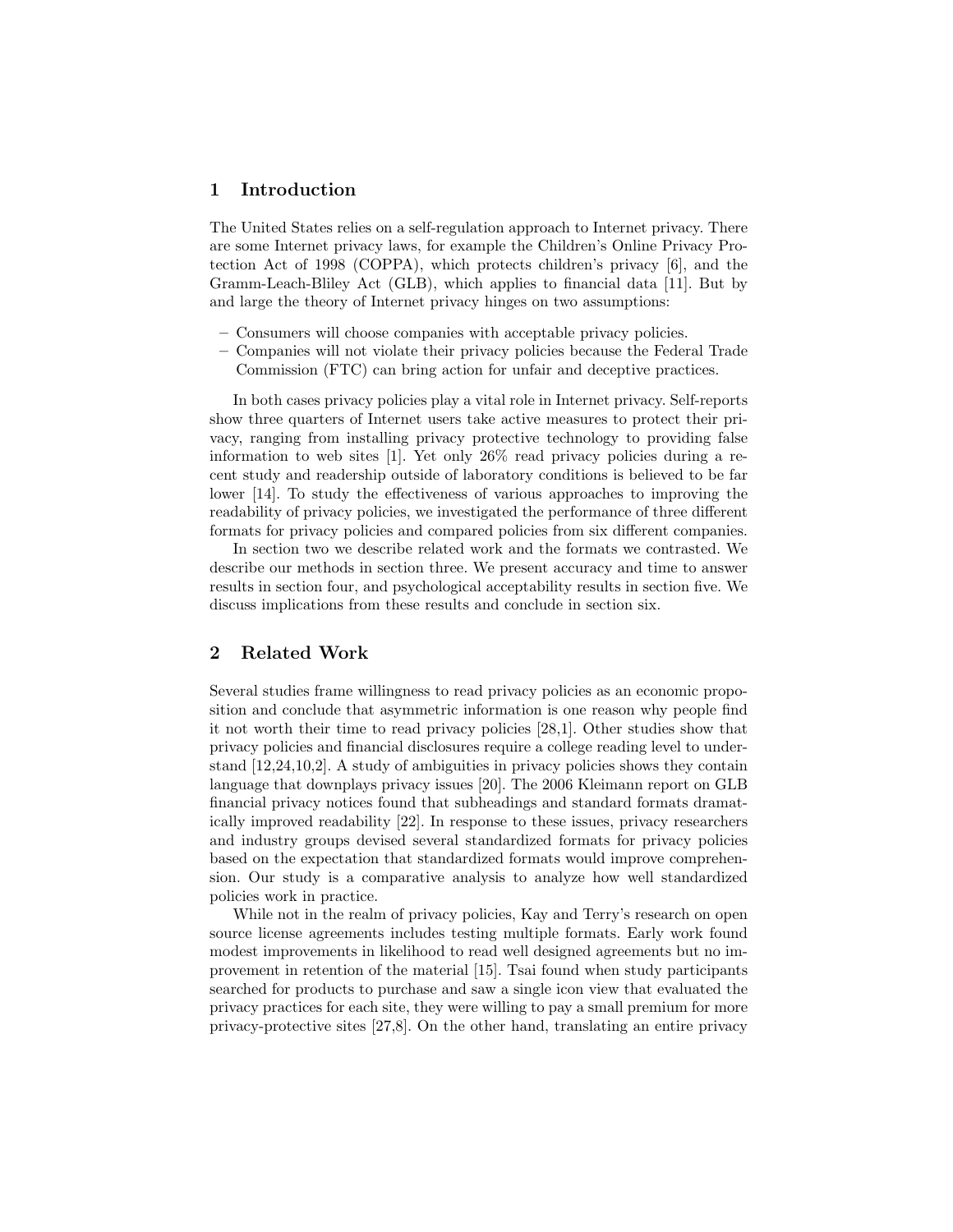## 1 Introduction

The United States relies on a self-regulation approach to Internet privacy. There are some Internet privacy laws, for example the Children's Online Privacy Protection Act of 1998 (COPPA), which protects children's privacy [6], and the Gramm-Leach-Bliley Act (GLB), which applies to financial data [11]. But by and large the theory of Internet privacy hinges on two assumptions:

- Consumers will choose companies with acceptable privacy policies.
- Companies will not violate their privacy policies because the Federal Trade Commission (FTC) can bring action for unfair and deceptive practices.

In both cases privacy policies play a vital role in Internet privacy. Self-reports show three quarters of Internet users take active measures to protect their privacy, ranging from installing privacy protective technology to providing false information to web sites [1]. Yet only 26% read privacy policies during a recent study and readership outside of laboratory conditions is believed to be far lower [14]. To study the effectiveness of various approaches to improving the readability of privacy policies, we investigated the performance of three different formats for privacy policies and compared policies from six different companies.

In section two we describe related work and the formats we contrasted. We describe our methods in section three. We present accuracy and time to answer results in section four, and psychological acceptability results in section five. We discuss implications from these results and conclude in section six.

## 2 Related Work

Several studies frame willingness to read privacy policies as an economic proposition and conclude that asymmetric information is one reason why people find it not worth their time to read privacy policies [28,1]. Other studies show that privacy policies and financial disclosures require a college reading level to understand [12,24,10,2]. A study of ambiguities in privacy policies shows they contain language that downplays privacy issues [20]. The 2006 Kleimann report on GLB financial privacy notices found that subheadings and standard formats dramatically improved readability [22]. In response to these issues, privacy researchers and industry groups devised several standardized formats for privacy policies based on the expectation that standardized formats would improve comprehension. Our study is a comparative analysis to analyze how well standardized policies work in practice.

While not in the realm of privacy policies, Kay and Terry's research on open source license agreements includes testing multiple formats. Early work found modest improvements in likelihood to read well designed agreements but no improvement in retention of the material [15]. Tsai found when study participants searched for products to purchase and saw a single icon view that evaluated the privacy practices for each site, they were willing to pay a small premium for more privacy-protective sites [27,8]. On the other hand, translating an entire privacy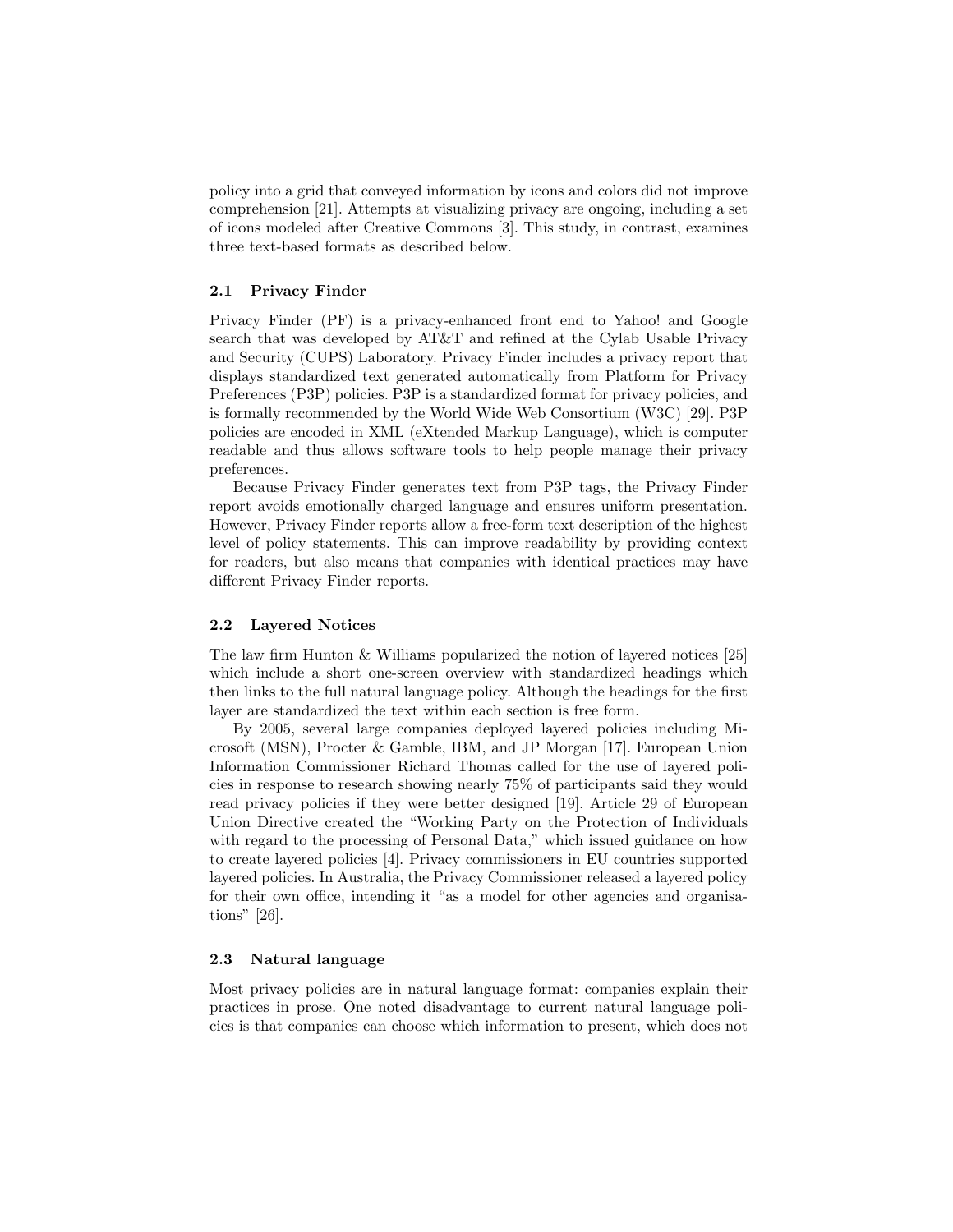policy into a grid that conveyed information by icons and colors did not improve comprehension [21]. Attempts at visualizing privacy are ongoing, including a set of icons modeled after Creative Commons [3]. This study, in contrast, examines three text-based formats as described below.

### 2.1 Privacy Finder

Privacy Finder (PF) is a privacy-enhanced front end to Yahoo! and Google search that was developed by AT&T and refined at the Cylab Usable Privacy and Security (CUPS) Laboratory. Privacy Finder includes a privacy report that displays standardized text generated automatically from Platform for Privacy Preferences (P3P) policies. P3P is a standardized format for privacy policies, and is formally recommended by the World Wide Web Consortium (W3C) [29]. P3P policies are encoded in XML (eXtended Markup Language), which is computer readable and thus allows software tools to help people manage their privacy preferences.

Because Privacy Finder generates text from P3P tags, the Privacy Finder report avoids emotionally charged language and ensures uniform presentation. However, Privacy Finder reports allow a free-form text description of the highest level of policy statements. This can improve readability by providing context for readers, but also means that companies with identical practices may have different Privacy Finder reports.

### 2.2 Layered Notices

The law firm Hunton & Williams popularized the notion of layered notices [25] which include a short one-screen overview with standardized headings which then links to the full natural language policy. Although the headings for the first layer are standardized the text within each section is free form.

By 2005, several large companies deployed layered policies including Microsoft (MSN), Procter & Gamble, IBM, and JP Morgan [17]. European Union Information Commissioner Richard Thomas called for the use of layered policies in response to research showing nearly 75% of participants said they would read privacy policies if they were better designed [19]. Article 29 of European Union Directive created the "Working Party on the Protection of Individuals with regard to the processing of Personal Data," which issued guidance on how to create layered policies [4]. Privacy commissioners in EU countries supported layered policies. In Australia, the Privacy Commissioner released a layered policy for their own office, intending it "as a model for other agencies and organisations" [26].

### 2.3 Natural language

Most privacy policies are in natural language format: companies explain their practices in prose. One noted disadvantage to current natural language policies is that companies can choose which information to present, which does not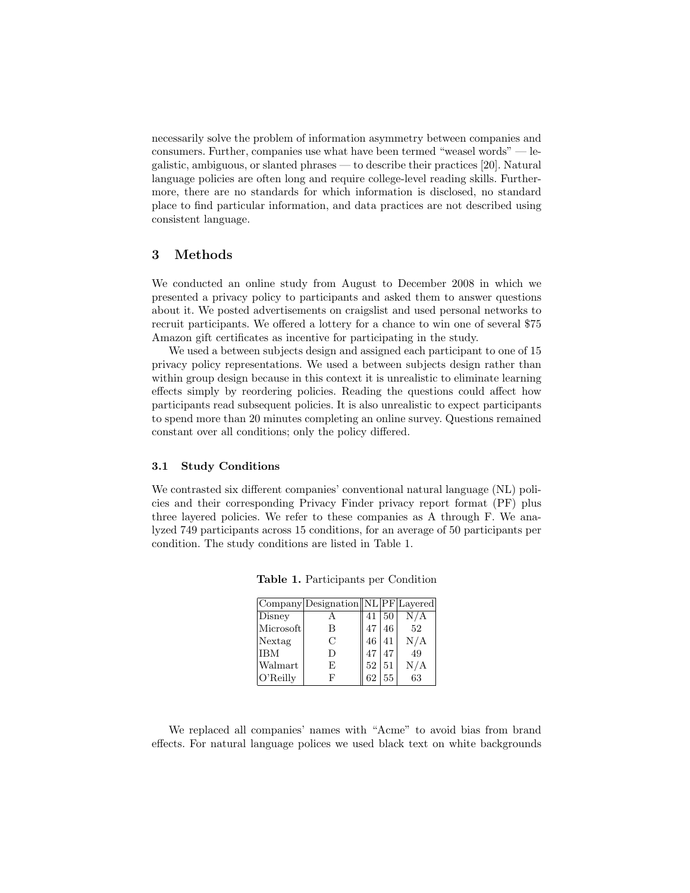necessarily solve the problem of information asymmetry between companies and consumers. Further, companies use what have been termed "weasel words" — legalistic, ambiguous, or slanted phrases — to describe their practices [20]. Natural language policies are often long and require college-level reading skills. Furthermore, there are no standards for which information is disclosed, no standard place to find particular information, and data practices are not described using consistent language.

## 3 Methods

We conducted an online study from August to December 2008 in which we presented a privacy policy to participants and asked them to answer questions about it. We posted advertisements on craigslist and used personal networks to recruit participants. We offered a lottery for a chance to win one of several $75 Amazon gift certificates as incentive for participating in the study.

We used a between subjects design and assigned each participant to one of 15 privacy policy representations. We used a between subjects design rather than within group design because in this context it is unrealistic to eliminate learning effects simply by reordering policies. Reading the questions could affect how participants read subsequent policies. It is also unrealistic to expect participants to spend more than 20 minutes completing an online survey. Questions remained constant over all conditions; only the policy differed.

### 3.1 Study Conditions

We contrasted six different companies' conventional natural language (NL) policies and their corresponding Privacy Finder privacy report format (PF) plus three layered policies. We refer to these companies as A through F. We analyzed 749 participants across 15 conditions, for an average of 50 participants per condition. The study conditions are listed in Table 1.

**Table 1.** Participants per Condition

| Company | Designation | NL | PF | Layered |
|---|---|---|---|---|
| Disney | A | 41 | 50 | N/A |
| Microsoft | B | 47 | 46 | 52 |
| Nextag | C | 46 | 41 | N/A |
| IBM | D | 47 | 47 | 49 |
| Walmart | E | 52 | 51 | N/A |
| O'Reilly | F | 62 | 55 | 63 |

We replaced all companies' names with "Acme" to avoid bias from brand effects. For natural language polices we used black text on white backgrounds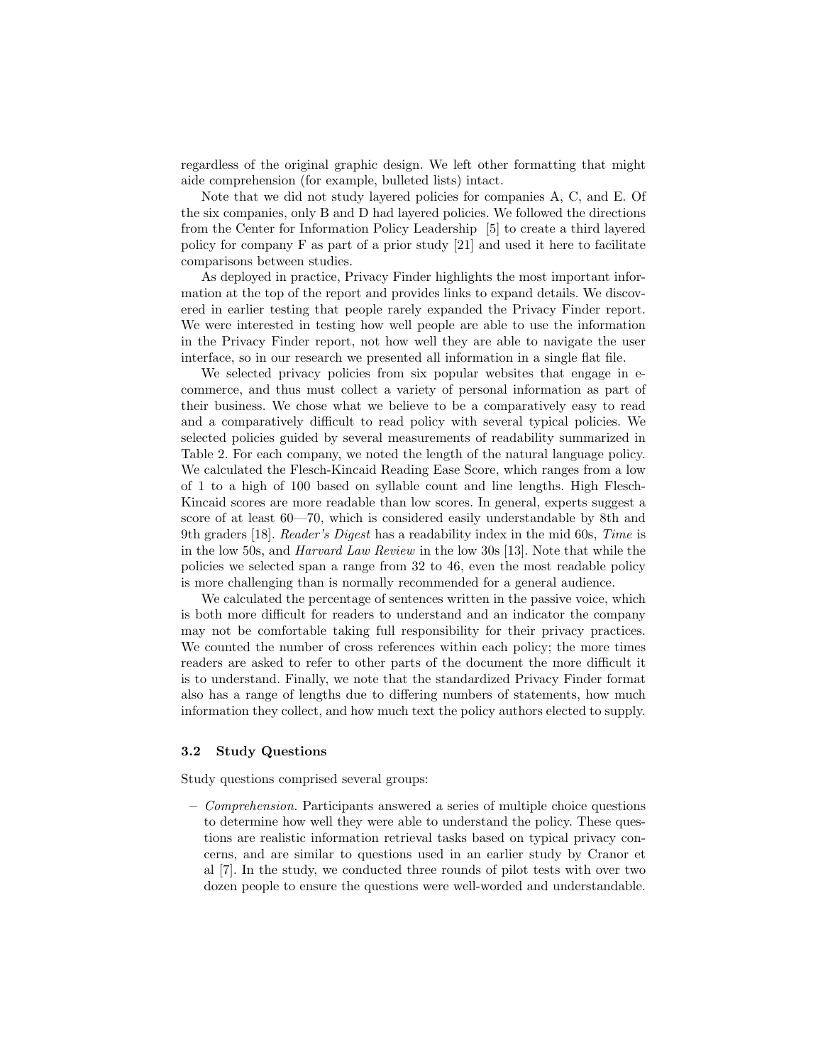regardless of the original graphic design. We left other formatting that might aide comprehension (for example, bulleted lists) intact.

Note that we did not study layered policies for companies A, C, and E. Of the six companies, only B and D had layered policies. We followed the directions from the Center for Information Policy Leadership [5] to create a third layered policy for company F as part of a prior study [21] and used it here to facilitate comparisons between studies.

As deployed in practice, Privacy Finder highlights the most important information at the top of the report and provides links to expand details. We discovered in earlier testing that people rarely expanded the Privacy Finder report. We were interested in testing how well people are able to use the information in the Privacy Finder report, not how well they are able to navigate the user interface, so in our research we presented all information in a single flat file.

We selected privacy policies from six popular websites that engage in e-commerce, and thus must collect a variety of personal information as part of their business. We chose what we believe to be a comparatively easy to read and a comparatively difficult to read policy with several typical policies. We selected policies guided by several measurements of readability summarized in Table 2. For each company, we noted the length of the natural language policy. We calculated the Flesch-Kincaid Reading Ease Score, which ranges from a low of 1 to a high of 100 based on syllable count and line lengths. High Flesch-Kincaid scores are more readable than low scores. In general, experts suggest a score of at least 60—70, which is considered easily understandable by 8th and 9th graders [18]. *Reader's Digest* has a readability index in the mid 60s, *Time* is in the low 50s, and *Harvard Law Review* in the low 30s [13]. Note that while the policies we selected span a range from 32 to 46, even the most readable policy is more challenging than is normally recommended for a general audience.

We calculated the percentage of sentences written in the passive voice, which is both more difficult for readers to understand and an indicator the company may not be comfortable taking full responsibility for their privacy practices. We counted the number of cross references within each policy; the more times readers are asked to refer to other parts of the document the more difficult it is to understand. Finally, we note that the standardized Privacy Finder format also has a range of lengths due to differing numbers of statements, how much information they collect, and how much text the policy authors elected to supply.

### 3.2 Study Questions

Study questions comprised several groups:

- *Comprehension.* Participants answered a series of multiple choice questions to determine how well they were able to understand the policy. These questions are realistic information retrieval tasks based on typical privacy concerns, and are similar to questions used in an earlier study by Cranor et al [7]. In the study, we conducted three rounds of pilot tests with over two dozen people to ensure the questions were well-worded and understandable.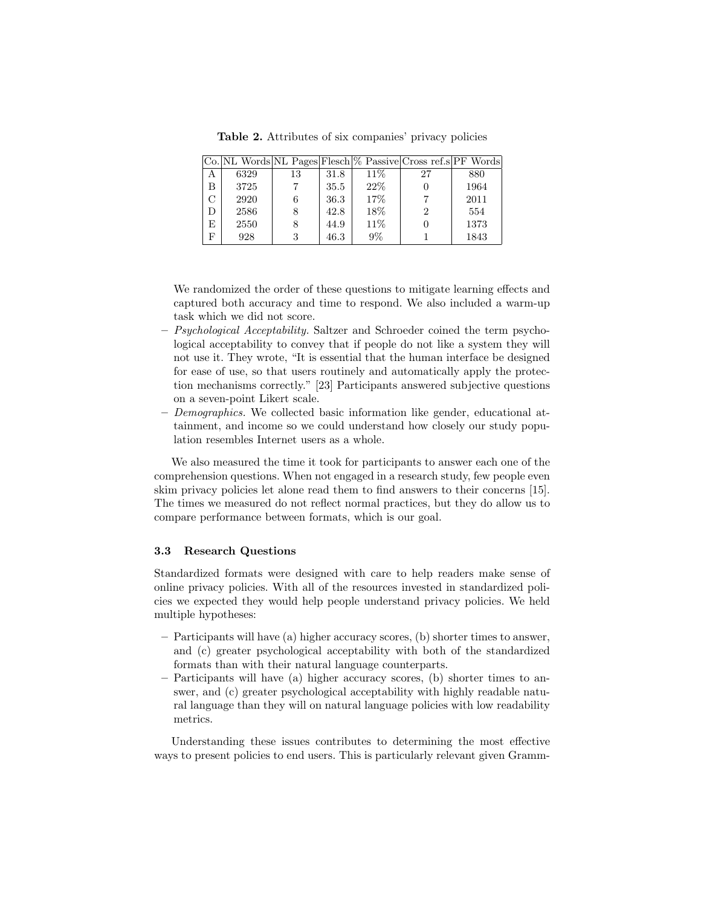**Table 2.** Attributes of six companies' privacy policies

| Co. | NL Words | NL Pages | Flesch | % Passive | Cross ref.s | PF Words |
|---|---|---|---|---|---|---|
| A | 6329 | 13 | 31.8 | 11% | 27 | 880 |
| B | 3725 | 7 | 35.5 | 22% | 0 | 1964 |
| C | 2920 | 6 | 36.3 | 17% | 7 | 2011 |
| D | 2586 | 8 | 42.8 | 18% | 2 | 554 |
| E | 2550 | 8 | 44.9 | 11% | 0 | 1373 |
| F | 928 | 3 | 46.3 | 9% | 1 | 1843 |

We randomized the order of these questions to mitigate learning effects and captured both accuracy and time to respond. We also included a warm-up task which we did not score.

– *Psychological Acceptability.* Saltzer and Schroeder coined the term psychological acceptability to convey that if people do not like a system they will not use it. They wrote, "It is essential that the human interface be designed for ease of use, so that users routinely and automatically apply the protection mechanisms correctly." [23] Participants answered subjective questions on a seven-point Likert scale.
– *Demographics.* We collected basic information like gender, educational attainment, and income so we could understand how closely our study population resembles Internet users as a whole.

We also measured the time it took for participants to answer each one of the comprehension questions. When not engaged in a research study, few people even skim privacy policies let alone read them to find answers to their concerns [15]. The times we measured do not reflect normal practices, but they do allow us to compare performance between formats, which is our goal.

### 3.3 Research Questions

Standardized formats were designed with care to help readers make sense of online privacy policies. With all of the resources invested in standardized policies we expected they would help people understand privacy policies. We held multiple hypotheses:

– Participants will have (a) higher accuracy scores, (b) shorter times to answer, and (c) greater psychological acceptability with both of the standardized formats than with their natural language counterparts.
– Participants will have (a) higher accuracy scores, (b) shorter times to answer, and (c) greater psychological acceptability with highly readable natural language than they will on natural language policies with low readability metrics.

Understanding these issues contributes to determining the most effective ways to present policies to end users. This is particularly relevant given Gramm-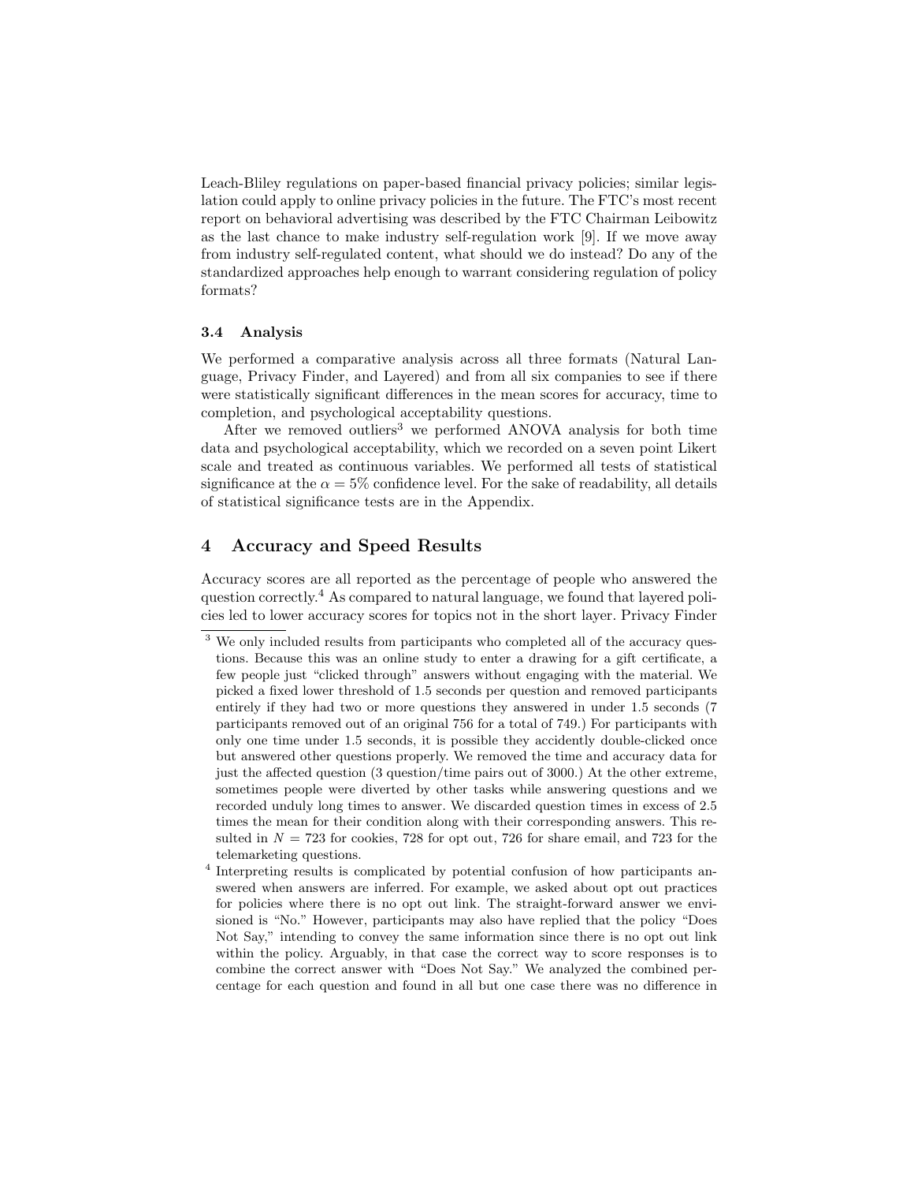Leach-Bliley regulations on paper-based financial privacy policies; similar legislation could apply to online privacy policies in the future. The FTC's most recent report on behavioral advertising was described by the FTC Chairman Leibowitz as the last chance to make industry self-regulation work [9]. If we move away from industry self-regulated content, what should we do instead? Do any of the standardized approaches help enough to warrant considering regulation of policy formats?

### 3.4 Analysis

We performed a comparative analysis across all three formats (Natural Language, Privacy Finder, and Layered) and from all six companies to see if there were statistically significant differences in the mean scores for accuracy, time to completion, and psychological acceptability questions.

After we removed outliers[3] we performed ANOVA analysis for both time data and psychological acceptability, which we recorded on a seven point Likert scale and treated as continuous variables. We performed all tests of statistical significance at the $\alpha = 5\%$ confidence level. For the sake of readability, all details of statistical significance tests are in the Appendix.

## 4 Accuracy and Speed Results

Accuracy scores are all reported as the percentage of people who answered the question correctly.[4] As compared to natural language, we found that layered policies led to lower accuracy scores for topics not in the short layer. Privacy Finder

[3] We only included results from participants who completed all of the accuracy questions. Because this was an online study to enter a drawing for a gift certificate, a few people just "clicked through" answers without engaging with the material. We picked a fixed lower threshold of 1.5 seconds per question and removed participants entirely if they had two or more questions they answered in under 1.5 seconds (7 participants removed out of an original 756 for a total of 749.) For participants with only one time under 1.5 seconds, it is possible they accidently double-clicked once but answered other questions properly. We removed the time and accuracy data for just the affected question (3 question/time pairs out of 3000.) At the other extreme, sometimes people were diverted by other tasks while answering questions and we recorded unduly long times to answer. We discarded question times in excess of 2.5 times the mean for their condition along with their corresponding answers. This resulted in $N = 723$ for cookies, 728 for opt out, 726 for share email, and 723 for the telemarketing questions.

[4] Interpreting results is complicated by potential confusion of how participants answered when answers are inferred. For example, we asked about opt out practices for policies where there is no opt out link. The straight-forward answer we envisioned is "No." However, participants may also have replied that the policy "Does Not Say," intending to convey the same information since there is no opt out link within the policy. Arguably, in that case the correct way to score responses is to combine the correct answer with "Does Not Say." We analyzed the combined percentage for each question and found in all but one case there was no difference in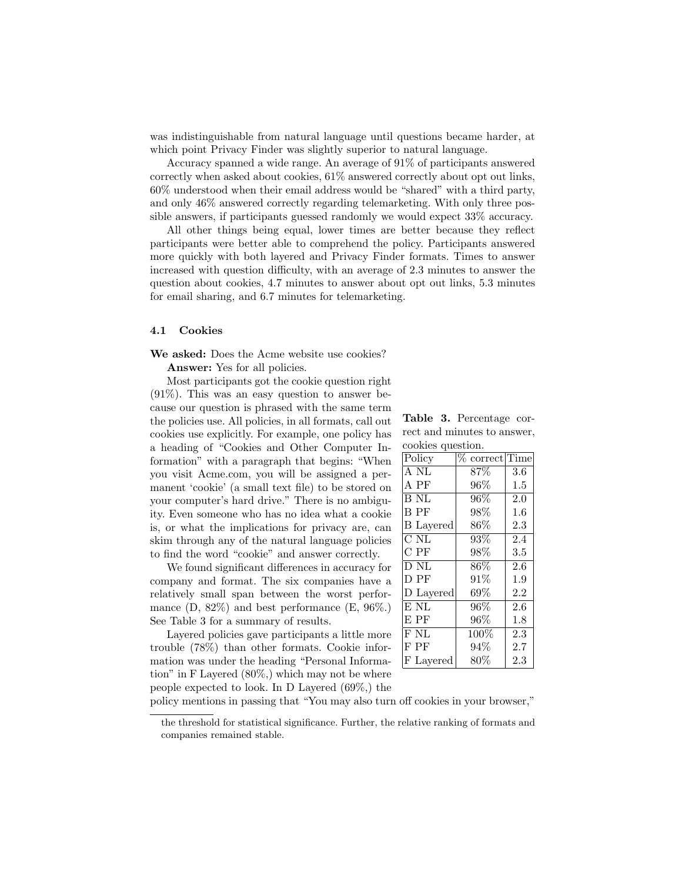was indistinguishable from natural language until questions became harder, at which point Privacy Finder was slightly superior to natural language.

Accuracy spanned a wide range. An average of 91% of participants answered correctly when asked about cookies, 61% answered correctly about opt out links, 60% understood when their email address would be "shared" with a third party, and only 46% answered correctly regarding telemarketing. With only three possible answers, if participants guessed randomly we would expect 33% accuracy.

All other things being equal, lower times are better because they reflect participants were better able to comprehend the policy. Participants answered more quickly with both layered and Privacy Finder formats. Times to answer increased with question difficulty, with an average of 2.3 minutes to answer the question about cookies, 4.7 minutes to answer about opt out links, 5.3 minutes for email sharing, and 6.7 minutes for telemarketing.

### 4.1 Cookies

**We asked:** Does the Acme website use cookies?

**Answer:** Yes for all policies.

Most participants got the cookie question right (91%). This was an easy question to answer because our question is phrased with the same term the policies use. All policies, in all formats, call out cookies use explicitly. For example, one policy has a heading of "Cookies and Other Computer Information" with a paragraph that begins: "When you visit Acme.com, you will be assigned a permanent 'cookie' (a small text file) to be stored on your computer's hard drive." There is no ambiguity. Even someone who has no idea what a cookie is, or what the implications for privacy are, can skim through any of the natural language policies to find the word "cookie" and answer correctly.

We found significant differences in accuracy for company and format. The six companies have a relatively small span between the worst performance (D, 82%) and best performance (E, 96%.) See Table 3 for a summary of results.

**Table 3.** Percentage correct and minutes to answer, cookies question.

| Policy | % correct | Time |
|---|---|---|
| A NL | 87% | 3.6 |
| A PF | 96% | 1.5 |
| B NL | 96% | 2.0 |
| B PF | 98% | 1.6 |
| B Layered | 86% | 2.3 |
| C NL | 93% | 2.4 |
| C PF | 98% | 3.5 |
| D NL | 86% | 2.6 |
| D PF | 91% | 1.9 |
| D Layered | 69% | 2.2 |
| E NL | 96% | 2.6 |
| E PF | 96% | 1.8 |
| F NL | 100% | 2.3 |
| F PF | 94% | 2.7 |
| F Layered | 80% | 2.3 |

Layered policies gave participants a little more trouble (78%) than other formats. Cookie information was under the heading "Personal Information" in F Layered (80%,) which may not be where people expected to look. In D Layered (69%,) the policy mentions in passing that "You may also turn off cookies in your browser,"

the threshold for statistical significance. Further, the relative ranking of formats and companies remained stable.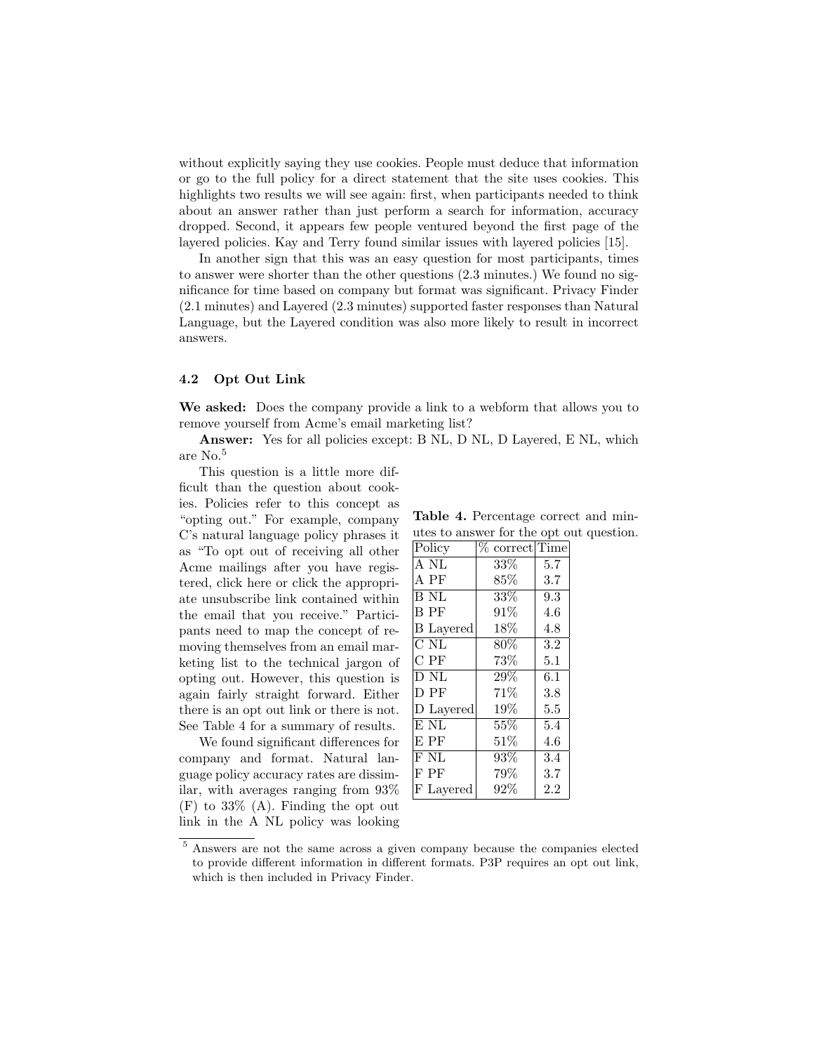without explicitly saying they use cookies. People must deduce that information or go to the full policy for a direct statement that the site uses cookies. This highlights two results we will see again: first, when participants needed to think about an answer rather than just perform a search for information, accuracy dropped. Second, it appears few people ventured beyond the first page of the layered policies. Kay and Terry found similar issues with layered policies [15].

In another sign that this was an easy question for most participants, times to answer were shorter than the other questions (2.3 minutes.) We found no significance for time based on company but format was significant. Privacy Finder (2.1 minutes) and Layered (2.3 minutes) supported faster responses than Natural Language, but the Layered condition was also more likely to result in incorrect answers.

### 4.2 Opt Out Link

**We asked:** Does the company provide a link to a webform that allows you to remove yourself from Acme's email marketing list?

**Answer:** Yes for all policies except: B NL, D NL, D Layered, E NL, which are No.[5]

This question is a little more difficult than the question about cookies. Policies refer to this concept as "opting out." For example, company C's natural language policy phrases it as "To opt out of receiving all other Acme mailings after you have registered, click here or click the appropriate unsubscribe link contained within the email that you receive." Participants need to map the concept of removing themselves from an email marketing list to the technical jargon of opting out. However, this question is again fairly straight forward. Either there is an opt out link or there is not. See Table 4 for a summary of results.

**Table 4.** Percentage correct and minutes to answer for the opt out question.

| Policy | % correct | Time |
|---|---|---|
| A NL | 33% | 5.7 |
| A PF | 85% | 3.7 |
| B NL | 33% | 9.3 |
| B PF | 91% | 4.6 |
| B Layered | 18% | 4.8 |
| C NL | 80% | 3.2 |
| C PF | 73% | 5.1 |
| D NL | 29% | 6.1 |
| D PF | 71% | 3.8 |
| D Layered | 19% | 5.5 |
| E NL | 55% | 5.4 |
| E PF | 51% | 4.6 |
| F NL | 93% | 3.4 |
| F PF | 79% | 3.7 |
| F Layered | 92% | 2.2 |

We found significant differences for company and format. Natural language policy accuracy rates are dissimilar, with averages ranging from 93% (F) to 33% (A). Finding the opt out link in the A NL policy was looking

[5] Answers are not the same across a given company because the companies elected to provide different information in different formats. P3P requires an opt out link, which is then included in Privacy Finder.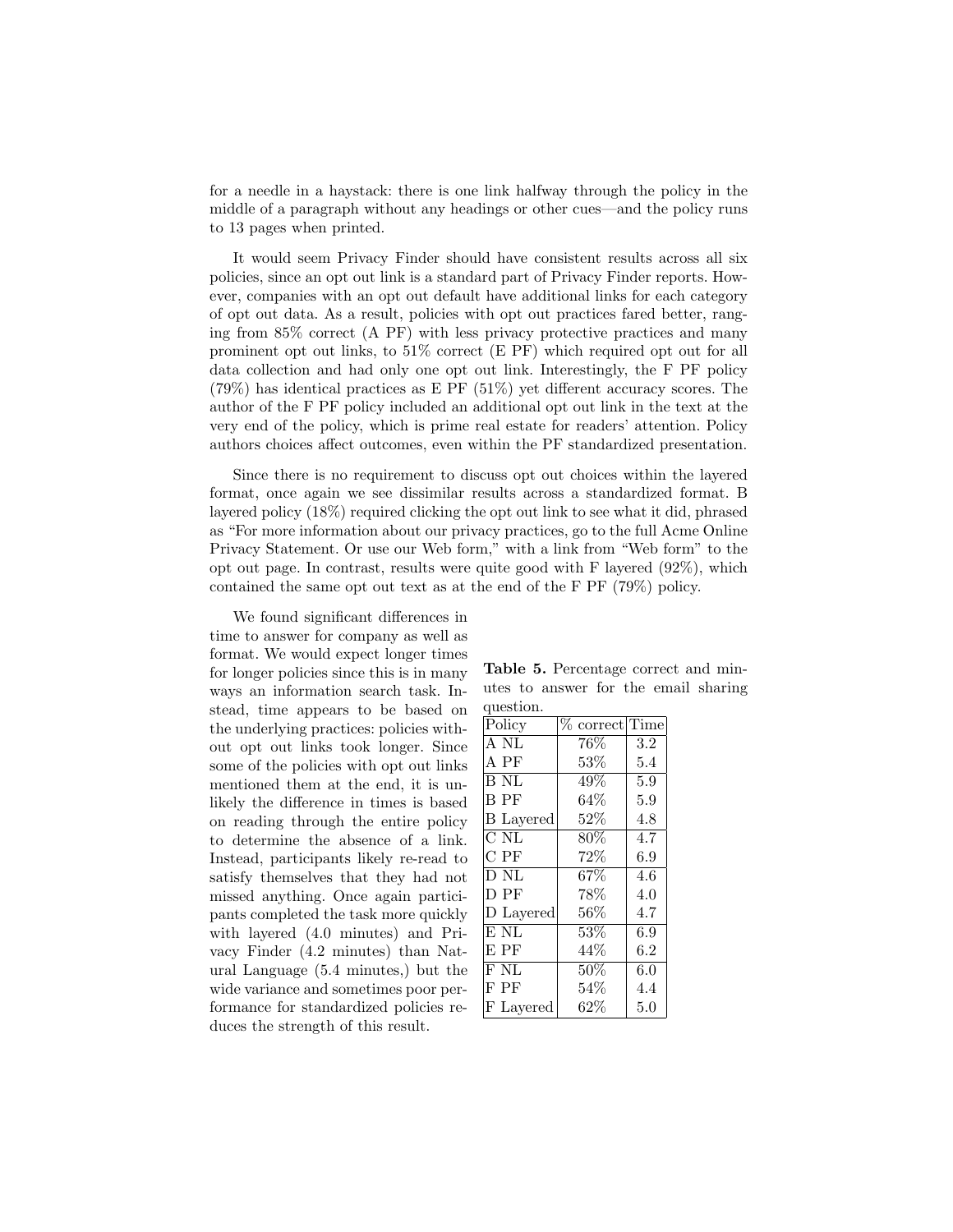for a needle in a haystack: there is one link halfway through the policy in the middle of a paragraph without any headings or other cues—and the policy runs to 13 pages when printed.

It would seem Privacy Finder should have consistent results across all six policies, since an opt out link is a standard part of Privacy Finder reports. However, companies with an opt out default have additional links for each category of opt out data. As a result, policies with opt out practices fared better, ranging from 85% correct (A PF) with less privacy protective practices and many prominent opt out links, to 51% correct (E PF) which required opt out for all data collection and had only one opt out link. Interestingly, the F PF policy (79%) has identical practices as E PF (51%) yet different accuracy scores. The author of the F PF policy included an additional opt out link in the text at the very end of the policy, which is prime real estate for readers' attention. Policy authors choices affect outcomes, even within the PF standardized presentation.

Since there is no requirement to discuss opt out choices within the layered format, once again we see dissimilar results across a standardized format. B layered policy (18%) required clicking the opt out link to see what it did, phrased as "For more information about our privacy practices, go to the full Acme Online Privacy Statement. Or use our Web form," with a link from "Web form" to the opt out page. In contrast, results were quite good with F layered (92%), which contained the same opt out text as at the end of the F PF (79%) policy.

We found significant differences in time to answer for company as well as format. We would expect longer times for longer policies since this is in many ways an information search task. Instead, time appears to be based on the underlying practices: policies without opt out links took longer. Since some of the policies with opt out links mentioned them at the end, it is unlikely the difference in times is based on reading through the entire policy to determine the absence of a link. Instead, participants likely re-read to satisfy themselves that they had not missed anything. Once again participants completed the task more quickly with layered (4.0 minutes) and Privacy Finder (4.2 minutes) than Natural Language (5.4 minutes,) but the wide variance and sometimes poor performance for standardized policies reduces the strength of this result.

**Table 5.** Percentage correct and minutes to answer for the email sharing question.

| Policy | % correct | Time |
|---|---|---|
| A NL | 76% | 3.2 |
| A PF | 53% | 5.4 |
| B NL | 49% | 5.9 |
| B PF | 64% | 5.9 |
| B Layered | 52% | 4.8 |
| C NL | 80% | 4.7 |
| C PF | 72% | 6.9 |
| D NL | 67% | 4.6 |
| D PF | 78% | 4.0 |
| D Layered | 56% | 4.7 |
| E NL | 53% | 6.9 |
| E PF | 44% | 6.2 |
| F NL | 50% | 6.0 |
| F PF | 54% | 4.4 |
| F Layered | 62% | 5.0 |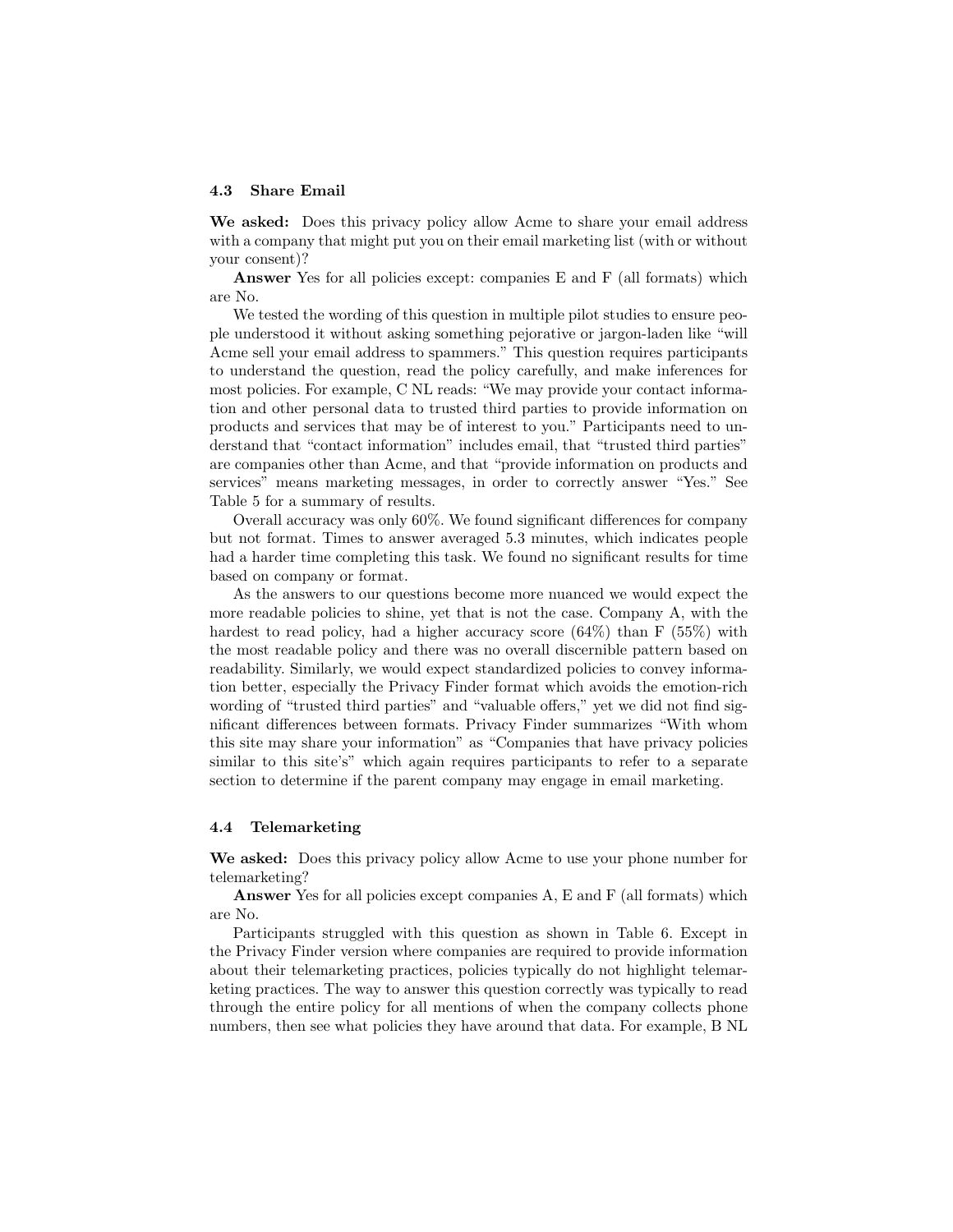### 4.3 Share Email

**We asked:** Does this privacy policy allow Acme to share your email address with a company that might put you on their email marketing list (with or without your consent)?

**Answer** Yes for all policies except: companies E and F (all formats) which are No.

We tested the wording of this question in multiple pilot studies to ensure people understood it without asking something pejorative or jargon-laden like "will Acme sell your email address to spammers." This question requires participants to understand the question, read the policy carefully, and make inferences for most policies. For example, C NL reads: "We may provide your contact information and other personal data to trusted third parties to provide information on products and services that may be of interest to you." Participants need to understand that "contact information" includes email, that "trusted third parties" are companies other than Acme, and that "provide information on products and services" means marketing messages, in order to correctly answer "Yes." See Table 5 for a summary of results.

Overall accuracy was only 60%. We found significant differences for company but not format. Times to answer averaged 5.3 minutes, which indicates people had a harder time completing this task. We found no significant results for time based on company or format.

As the answers to our questions become more nuanced we would expect the more readable policies to shine, yet that is not the case. Company A, with the hardest to read policy, had a higher accuracy score (64%) than F (55%) with the most readable policy and there was no overall discernible pattern based on readability. Similarly, we would expect standardized policies to convey information better, especially the Privacy Finder format which avoids the emotion-rich wording of "trusted third parties" and "valuable offers," yet we did not find significant differences between formats. Privacy Finder summarizes "With whom this site may share your information" as "Companies that have privacy policies similar to this site's" which again requires participants to refer to a separate section to determine if the parent company may engage in email marketing.

### 4.4 Telemarketing

**We asked:** Does this privacy policy allow Acme to use your phone number for telemarketing?

**Answer** Yes for all policies except companies A, E and F (all formats) which are No.

Participants struggled with this question as shown in Table 6. Except in the Privacy Finder version where companies are required to provide information about their telemarketing practices, policies typically do not highlight telemarketing practices. The way to answer this question correctly was typically to read through the entire policy for all mentions of when the company collects phone numbers, then see what policies they have around that data. For example, B NL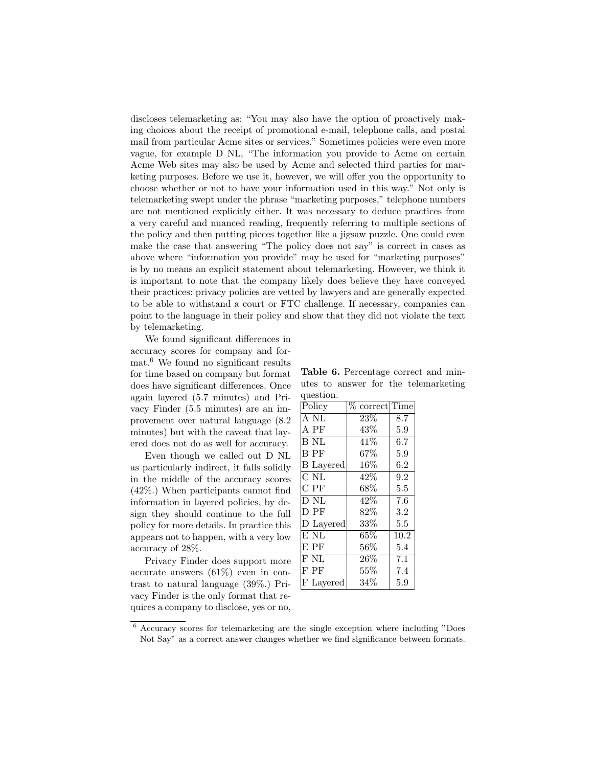discloses telemarketing as: "You may also have the option of proactively making choices about the receipt of promotional e-mail, telephone calls, and postal mail from particular Acme sites or services." Sometimes policies were even more vague, for example D NL, "The information you provide to Acme on certain Acme Web sites may also be used by Acme and selected third parties for marketing purposes. Before we use it, however, we will offer you the opportunity to choose whether or not to have your information used in this way." Not only is telemarketing swept under the phrase "marketing purposes," telephone numbers are not mentioned explicitly either. It was necessary to deduce practices from a very careful and nuanced reading, frequently referring to multiple sections of the policy and then putting pieces together like a jigsaw puzzle. One could even make the case that answering "The policy does not say" is correct in cases as above where "information you provide" may be used for "marketing purposes" is by no means an explicit statement about telemarketing. However, we think it is important to note that the company likely does believe they have conveyed their practices: privacy policies are vetted by lawyers and are generally expected to be able to withstand a court or FTC challenge. If necessary, companies can point to the language in their policy and show that they did not violate the text by telemarketing.

We found significant differences in accuracy scores for company and format.[6] We found no significant results for time based on company but format does have significant differences. Once again layered (5.7 minutes) and Privacy Finder (5.5 minutes) are an improvement over natural language (8.2 minutes) but with the caveat that layered does not do as well for accuracy.

Even though we called out D NL as particularly indirect, it falls solidly in the middle of the accuracy scores (42%.) When participants cannot find information in layered policies, by design they should continue to the full policy for more details. In practice this appears not to happen, with a very low accuracy of 28%.

Privacy Finder does support more accurate answers (61%) even in contrast to natural language (39%.) Privacy Finder is the only format that requires a company to disclose, yes or no,

**Table 6.** Percentage correct and minutes to answer for the telemarketing question.

| Policy | % correct | Time |
|---|---|---|
| A NL | 23% | 8.7 |
| A PF | 43% | 5.9 |
| B NL | 41% | 6.7 |
| B PF | 67% | 5.9 |
| B Layered | 16% | 6.2 |
| C NL | 42% | 9.2 |
| C PF | 68% | 5.5 |
| D NL | 42% | 7.6 |
| D PF | 82% | 3.2 |
| D Layered | 33% | 5.5 |
| E NL | 65% | 10.2 |
| E PF | 56% | 5.4 |
| F NL | 26% | 7.1 |
| F PF | 55% | 7.4 |
| F Layered | 34% | 5.9 |

[6] Accuracy scores for telemarketing are the single exception where including "Does Not Say" as a correct answer changes whether we find significance between formats.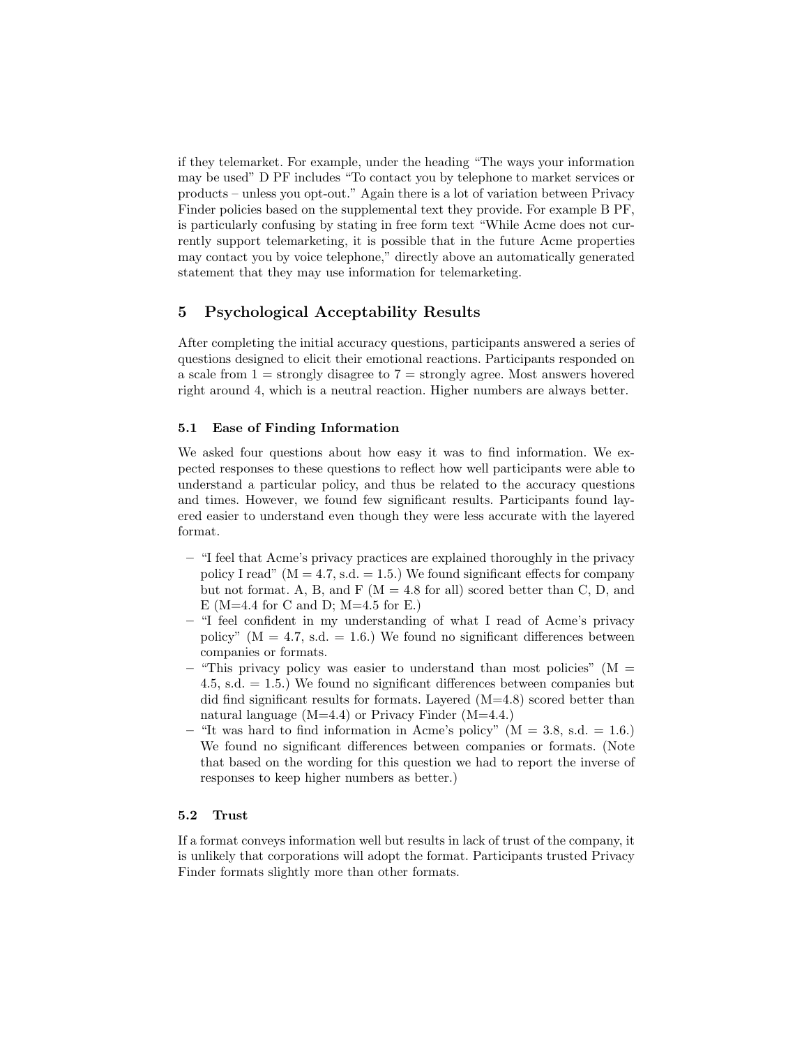if they telemarket. For example, under the heading "The ways your information may be used" D PF includes "To contact you by telephone to market services or products – unless you opt-out." Again there is a lot of variation between Privacy Finder policies based on the supplemental text they provide. For example B PF, is particularly confusing by stating in free form text "While Acme does not currently support telemarketing, it is possible that in the future Acme properties may contact you by voice telephone," directly above an automatically generated statement that they may use information for telemarketing.

## 5 Psychological Acceptability Results

After completing the initial accuracy questions, participants answered a series of questions designed to elicit their emotional reactions. Participants responded on a scale from 1 = strongly disagree to 7 = strongly agree. Most answers hovered right around 4, which is a neutral reaction. Higher numbers are always better.

### 5.1 Ease of Finding Information

We asked four questions about how easy it was to find information. We expected responses to these questions to reflect how well participants were able to understand a particular policy, and thus be related to the accuracy questions and times. However, we found few significant results. Participants found layered easier to understand even though they were less accurate with the layered format.

- "I feel that Acme's privacy practices are explained thoroughly in the privacy policy I read" (M = 4.7, s.d. = 1.5.) We found significant effects for company but not format. A, B, and F (M = 4.8 for all) scored better than C, D, and E (M=4.4 for C and D; M=4.5 for E.)
- "I feel confident in my understanding of what I read of Acme's privacy policy" (M = 4.7, s.d. = 1.6.) We found no significant differences between companies or formats.
- "This privacy policy was easier to understand than most policies" (M = 4.5, s.d. = 1.5.) We found no significant differences between companies but did find significant results for formats. Layered (M=4.8) scored better than natural language (M=4.4) or Privacy Finder (M=4.4.)
- "It was hard to find information in Acme's policy" (M = 3.8, s.d. = 1.6.) We found no significant differences between companies or formats. (Note that based on the wording for this question we had to report the inverse of responses to keep higher numbers as better.)

### 5.2 Trust

If a format conveys information well but results in lack of trust of the company, it is unlikely that corporations will adopt the format. Participants trusted Privacy Finder formats slightly more than other formats.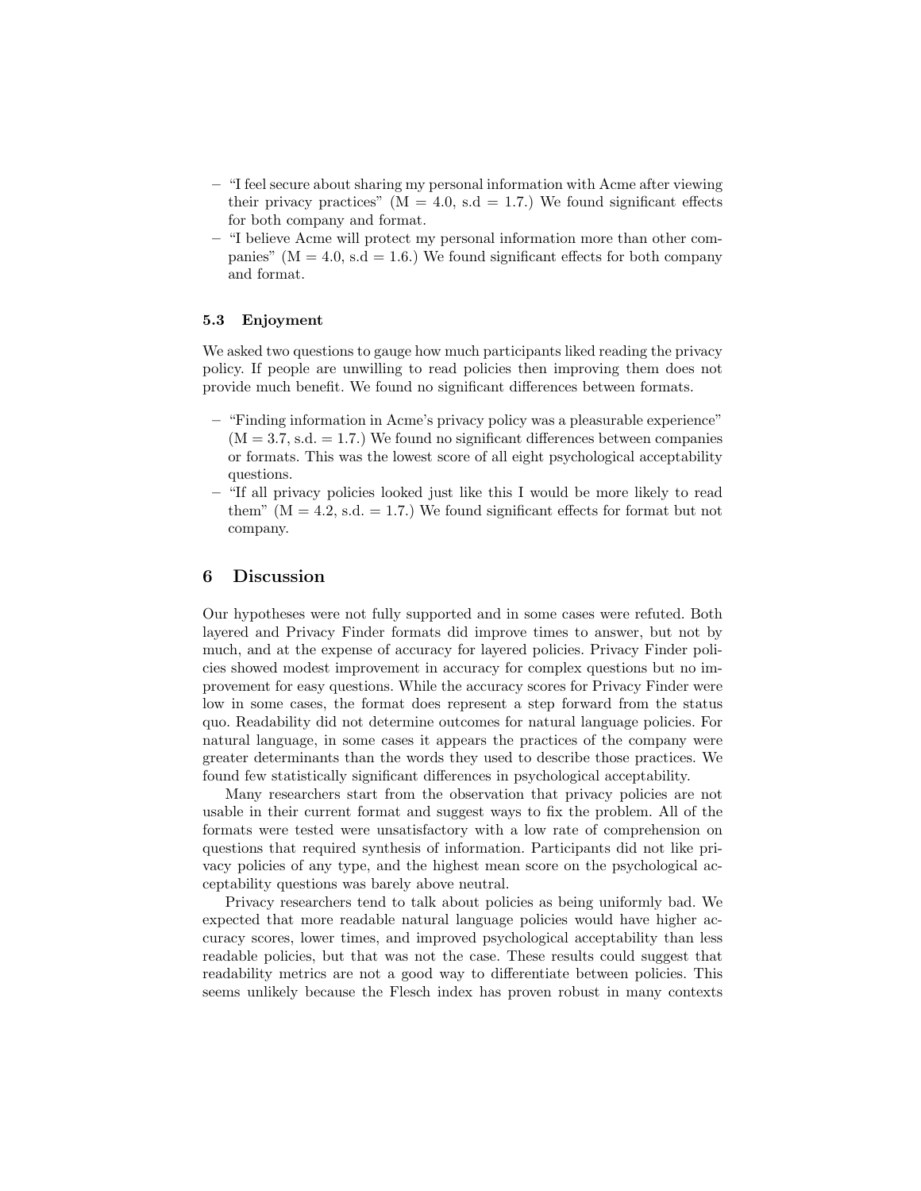- "I feel secure about sharing my personal information with Acme after viewing their privacy practices" (M = 4.0, s.d = 1.7.) We found significant effects for both company and format.
- "I believe Acme will protect my personal information more than other companies" (M = 4.0, s.d = 1.6.) We found significant effects for both company and format.

### 5.3 Enjoyment

We asked two questions to gauge how much participants liked reading the privacy policy. If people are unwilling to read policies then improving them does not provide much benefit. We found no significant differences between formats.

- "Finding information in Acme's privacy policy was a pleasurable experience" (M = 3.7, s.d. = 1.7.) We found no significant differences between companies or formats. This was the lowest score of all eight psychological acceptability questions.
- "If all privacy policies looked just like this I would be more likely to read them" (M = 4.2, s.d. = 1.7.) We found significant effects for format but not company.

## 6 Discussion

Our hypotheses were not fully supported and in some cases were refuted. Both layered and Privacy Finder formats did improve times to answer, but not by much, and at the expense of accuracy for layered policies. Privacy Finder policies showed modest improvement in accuracy for complex questions but no improvement for easy questions. While the accuracy scores for Privacy Finder were low in some cases, the format does represent a step forward from the status quo. Readability did not determine outcomes for natural language policies. For natural language, in some cases it appears the practices of the company were greater determinants than the words they used to describe those practices. We found few statistically significant differences in psychological acceptability.

Many researchers start from the observation that privacy policies are not usable in their current format and suggest ways to fix the problem. All of the formats were tested were unsatisfactory with a low rate of comprehension on questions that required synthesis of information. Participants did not like privacy policies of any type, and the highest mean score on the psychological acceptability questions was barely above neutral.

Privacy researchers tend to talk about policies as being uniformly bad. We expected that more readable natural language policies would have higher accuracy scores, lower times, and improved psychological acceptability than less readable policies, but that was not the case. These results could suggest that readability metrics are not a good way to differentiate between policies. This seems unlikely because the Flesch index has proven robust in many contexts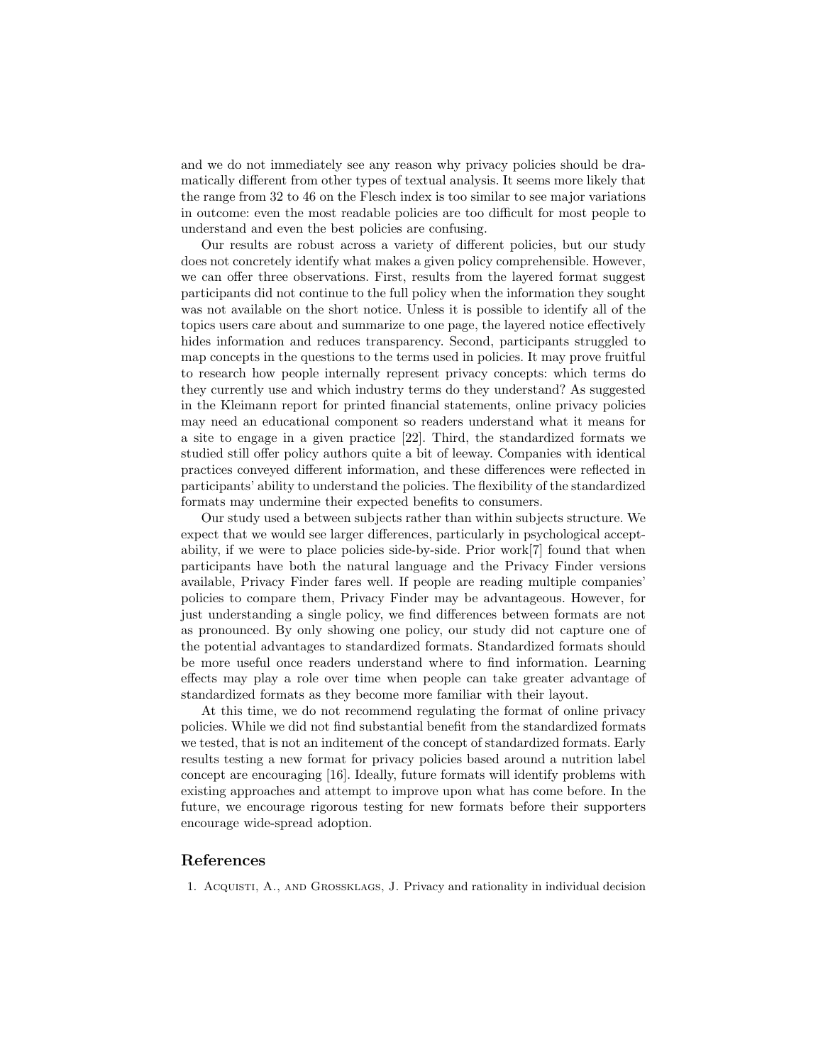and we do not immediately see any reason why privacy policies should be dramatically different from other types of textual analysis. It seems more likely that the range from 32 to 46 on the Flesch index is too similar to see major variations in outcome: even the most readable policies are too difficult for most people to understand and even the best policies are confusing.

Our results are robust across a variety of different policies, but our study does not concretely identify what makes a given policy comprehensible. However, we can offer three observations. First, results from the layered format suggest participants did not continue to the full policy when the information they sought was not available on the short notice. Unless it is possible to identify all of the topics users care about and summarize to one page, the layered notice effectively hides information and reduces transparency. Second, participants struggled to map concepts in the questions to the terms used in policies. It may prove fruitful to research how people internally represent privacy concepts: which terms do they currently use and which industry terms do they understand? As suggested in the Kleimann report for printed financial statements, online privacy policies may need an educational component so readers understand what it means for a site to engage in a given practice [22]. Third, the standardized formats we studied still offer policy authors quite a bit of leeway. Companies with identical practices conveyed different information, and these differences were reflected in participants' ability to understand the policies. The flexibility of the standardized formats may undermine their expected benefits to consumers.

Our study used a between subjects rather than within subjects structure. We expect that we would see larger differences, particularly in psychological acceptability, if we were to place policies side-by-side. Prior work[7] found that when participants have both the natural language and the Privacy Finder versions available, Privacy Finder fares well. If people are reading multiple companies' policies to compare them, Privacy Finder may be advantageous. However, for just understanding a single policy, we find differences between formats are not as pronounced. By only showing one policy, our study did not capture one of the potential advantages to standardized formats. Standardized formats should be more useful once readers understand where to find information. Learning effects may play a role over time when people can take greater advantage of standardized formats as they become more familiar with their layout.

At this time, we do not recommend regulating the format of online privacy policies. While we did not find substantial benefit from the standardized formats we tested, that is not an inditement of the concept of standardized formats. Early results testing a new format for privacy policies based around a nutrition label concept are encouraging [16]. Ideally, future formats will identify problems with existing approaches and attempt to improve upon what has come before. In the future, we encourage rigorous testing for new formats before their supporters encourage wide-spread adoption.

## References

1. Acquisti, A., and Grossklags, J. Privacy and rationality in individual decision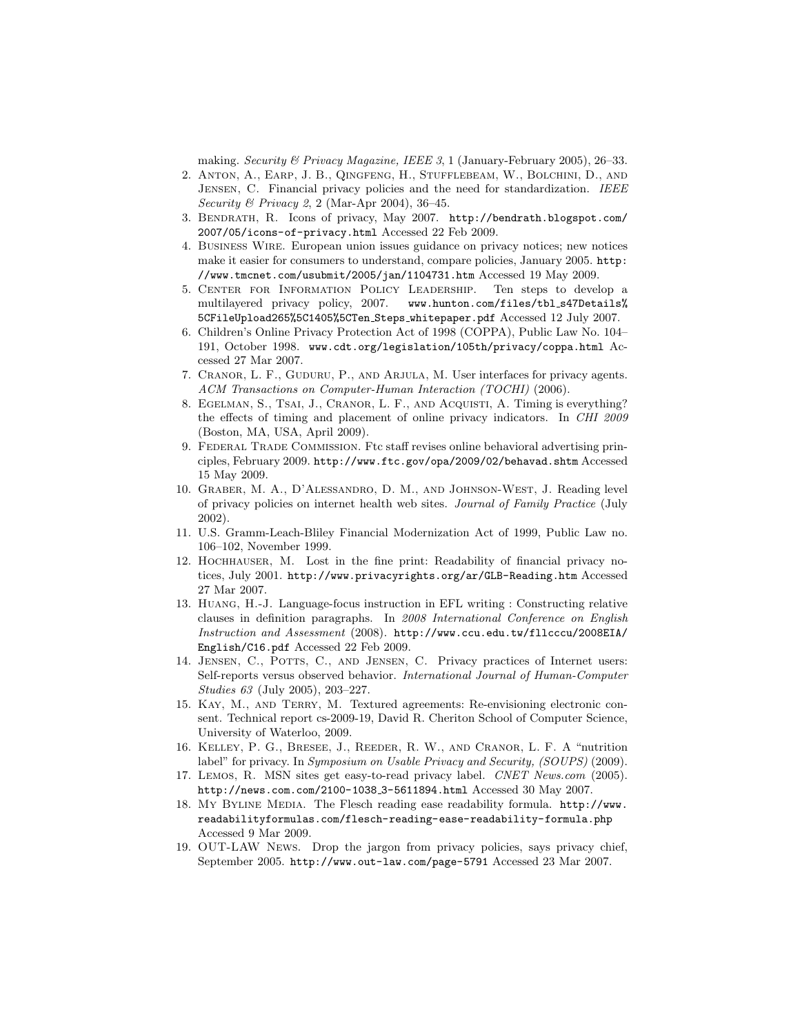making. *Security & Privacy Magazine, IEEE 3*, 1 (January-February 2005), 26–33.

2. Anton, A., Earp, J. B., Qingfeng, H., Stufflebeam, W., Bolchini, D., and Jensen, C. Financial privacy policies and the need for standardization. *IEEE Security & Privacy 2*, 2 (Mar-Apr 2004), 36–45.
3. Bendrath, R. Icons of privacy, May 2007. `http://bendrath.blogspot.com/2007/05/icons-of-privacy.html` Accessed 22 Feb 2009.
4. Business Wire. European union issues guidance on privacy notices; new notices make it easier for consumers to understand, compare policies, January 2005. `http://www.tmcnet.com/usubmit/2005/jan/1104731.htm` Accessed 19 May 2009.
5. Center for Information Policy Leadership. Ten steps to develop a multilayered privacy policy, 2007. `www.hunton.com/files/tbl_s47Details%5CFileUpload265%5C1405%5CTen_Steps_whitepaper.pdf` Accessed 12 July 2007.
6. Children's Online Privacy Protection Act of 1998 (COPPA), Public Law No. 104–191, October 1998. `www.cdt.org/legislation/105th/privacy/coppa.html` Accessed 27 Mar 2007.
7. Cranor, L. F., Guduru, P., and Arjula, M. User interfaces for privacy agents. *ACM Transactions on Computer-Human Interaction (TOCHI)* (2006).
8. Egelman, S., Tsai, J., Cranor, L. F., and Acquisti, A. Timing is everything? the effects of timing and placement of online privacy indicators. In *CHI 2009* (Boston, MA, USA, April 2009).
9. Federal Trade Commission. Ftc staff revises online behavioral advertising principles, February 2009. `http://www.ftc.gov/opa/2009/02/behavad.shtm` Accessed 15 May 2009.
10. Graber, M. A., D'Alessandro, D. M., and Johnson-West, J. Reading level of privacy policies on internet health web sites. *Journal of Family Practice* (July 2002).
11. U.S. Gramm-Leach-Bliley Financial Modernization Act of 1999, Public Law no. 106–102, November 1999.
12. Hochhauser, M. Lost in the fine print: Readability of financial privacy notices, July 2001. `http://www.privacyrights.org/ar/GLB-Reading.htm` Accessed 27 Mar 2007.
13. Huang, H.-J. Language-focus instruction in EFL writing : Constructing relative clauses in definition paragraphs. In *2008 International Conference on English Instruction and Assessment* (2008). `http://www.ccu.edu.tw/fllccu/2008EIA/English/C16.pdf` Accessed 22 Feb 2009.
14. Jensen, C., Potts, C., and Jensen, C. Privacy practices of Internet users: Self-reports versus observed behavior. *International Journal of Human-Computer Studies 63* (July 2005), 203–227.
15. Kay, M., and Terry, M. Textured agreements: Re-envisioning electronic consent. Technical report cs-2009-19, David R. Cheriton School of Computer Science, University of Waterloo, 2009.
16. Kelley, P. G., Bresee, J., Reeder, R. W., and Cranor, L. F. A "nutrition label" for privacy. In *Symposium on Usable Privacy and Security, (SOUPS)* (2009).
17. Lemos, R. MSN sites get easy-to-read privacy label. *CNET News.com* (2005). `http://news.com.com/2100-1038_3-5611894.html` Accessed 30 May 2007.
18. My Byline Media. The Flesch reading ease readability formula. `http://www.readabilityformulas.com/flesch-reading-ease-readability-formula.php` Accessed 9 Mar 2009.
19. OUT-LAW News. Drop the jargon from privacy policies, says privacy chief, September 2005. `http://www.out-law.com/page-5791` Accessed 23 Mar 2007.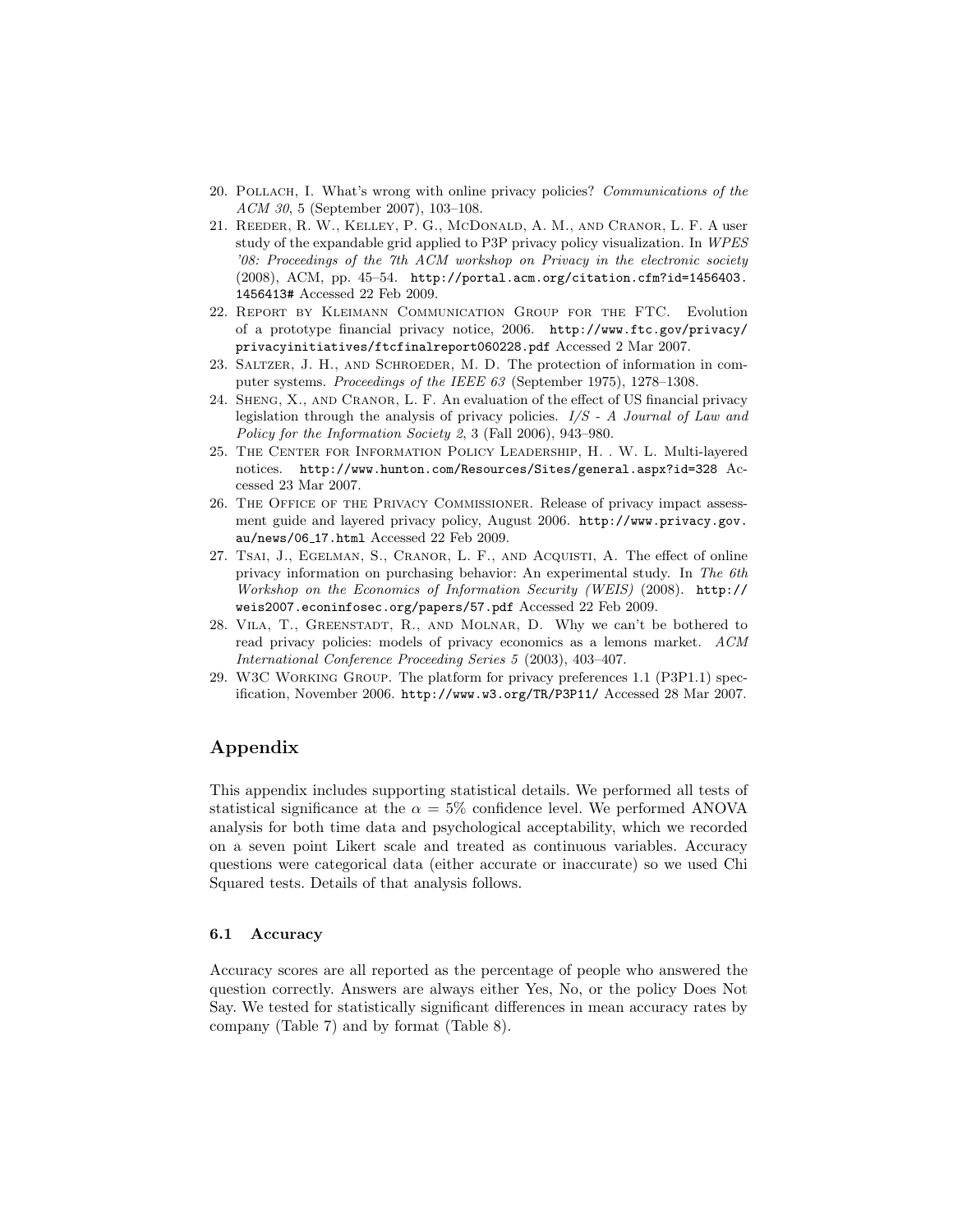20. Pollach, I. What's wrong with online privacy policies? *Communications of the ACM 30*, 5 (September 2007), 103–108.
21. Reeder, R. W., Kelley, P. G., McDonald, A. M., and Cranor, L. F. A user study of the expandable grid applied to P3P privacy policy visualization. In *WPES '08: Proceedings of the 7th ACM workshop on Privacy in the electronic society* (2008), ACM, pp. 45–54. `http://portal.acm.org/citation.cfm?id=1456403.1456413#` Accessed 22 Feb 2009.
22. Report by Kleimann Communication Group for the FTC. Evolution of a prototype financial privacy notice, 2006. `http://www.ftc.gov/privacy/privacyinitiatives/ftcfinalreport060228.pdf` Accessed 2 Mar 2007.
23. Saltzer, J. H., and Schroeder, M. D. The protection of information in computer systems. *Proceedings of the IEEE 63* (September 1975), 1278–1308.
24. Sheng, X., and Cranor, L. F. An evaluation of the effect of US financial privacy legislation through the analysis of privacy policies. *I/S - A Journal of Law and Policy for the Information Society 2*, 3 (Fall 2006), 943–980.
25. The Center for Information Policy Leadership, H. . W. L. Multi-layered notices. `http://www.hunton.com/Resources/Sites/general.aspx?id=328` Accessed 23 Mar 2007.
26. The Office of the Privacy Commissioner. Release of privacy impact assessment guide and layered privacy policy, August 2006. `http://www.privacy.gov.au/news/06_17.html` Accessed 22 Feb 2009.
27. Tsai, J., Egelman, S., Cranor, L. F., and Acquisti, A. The effect of online privacy information on purchasing behavior: An experimental study. In *The 6th Workshop on the Economics of Information Security (WEIS)* (2008). `http://weis2007.econinfosec.org/papers/57.pdf` Accessed 22 Feb 2009.
28. Vila, T., Greenstadt, R., and Molnar, D. Why we can't be bothered to read privacy policies: models of privacy economics as a lemons market. *ACM International Conference Proceeding Series 5* (2003), 403–407.
29. W3C Working Group. The platform for privacy preferences 1.1 (P3P1.1) specification, November 2006. `http://www.w3.org/TR/P3P11/` Accessed 28 Mar 2007.

# Appendix

This appendix includes supporting statistical details. We performed all tests of statistical significance at the $\alpha = 5\%$ confidence level. We performed ANOVA analysis for both time data and psychological acceptability, which we recorded on a seven point Likert scale and treated as continuous variables. Accuracy questions were categorical data (either accurate or inaccurate) so we used Chi Squared tests. Details of that analysis follows.

### 6.1 Accuracy

Accuracy scores are all reported as the percentage of people who answered the question correctly. Answers are always either Yes, No, or the policy Does Not Say. We tested for statistically significant differences in mean accuracy rates by company (Table 7) and by format (Table 8).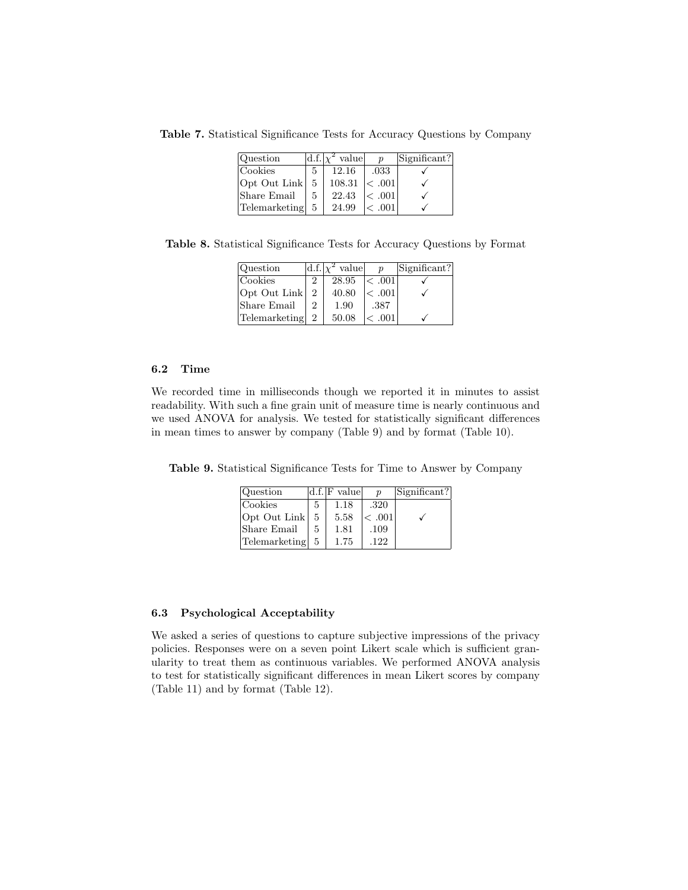**Table 7.** Statistical Significance Tests for Accuracy Questions by Company

| Question | d.f. | $\chi^2$ value | $p$ | Significant? |
|---|---|---|---|---|
| Cookies | 5 | 12.16 | .033 | ✓ |
| Opt Out Link | 5 | 108.31 | $< .001$ | ✓ |
| Share Email | 5 | 22.43 | $< .001$ | ✓ |
| Telemarketing | 5 | 24.99 | $< .001$ | ✓ |

**Table 8.** Statistical Significance Tests for Accuracy Questions by Format

| Question | d.f. | $\chi^2$ value | $p$ | Significant? |
|---|---|---|---|---|
| Cookies | 2 | 28.95 | $< .001$ | ✓ |
| Opt Out Link | 2 | 40.80 | $< .001$ | ✓ |
| Share Email | 2 | 1.90 | .387 | |
| Telemarketing | 2 | 50.08 | $< .001$ | ✓ |

### 6.2 Time

We recorded time in milliseconds though we reported it in minutes to assist readability. With such a fine grain unit of measure time is nearly continuous and we used ANOVA for analysis. We tested for statistically significant differences in mean times to answer by company (Table 9) and by format (Table 10).

**Table 9.** Statistical Significance Tests for Time to Answer by Company

| Question | d.f. | F value | $p$ | Significant? |
|---|---|---|---|---|
| Cookies | 5 | 1.18 | .320 | |
| Opt Out Link | 5 | 5.58 | $< .001$ | ✓ |
| Share Email | 5 | 1.81 | .109 | |
| Telemarketing | 5 | 1.75 | .122 | |

### 6.3 Psychological Acceptability

We asked a series of questions to capture subjective impressions of the privacy policies. Responses were on a seven point Likert scale which is sufficient granularity to treat them as continuous variables. We performed ANOVA analysis to test for statistically significant differences in mean Likert scores by company (Table 11) and by format (Table 12).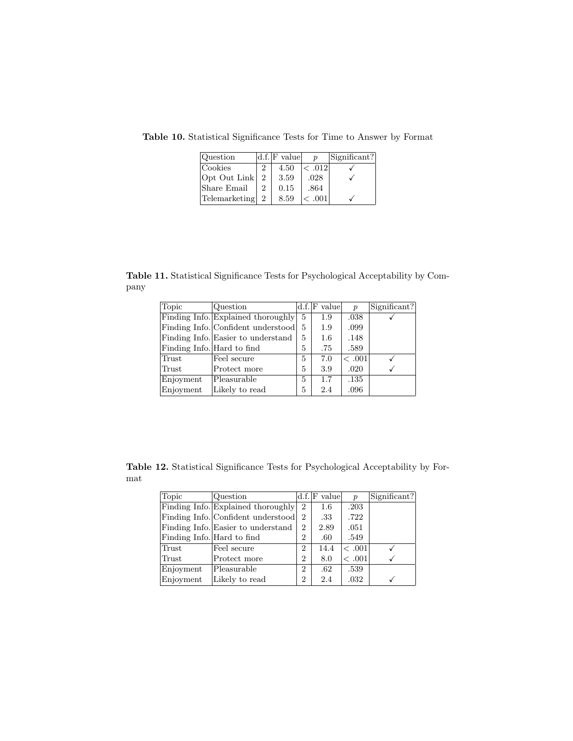**Table 10.** Statistical Significance Tests for Time to Answer by Format

| Question | d.f. | F value | $p$ | Significant? |
|---|---|---|---|---|
| Cookies | 2 | 4.50 | $< .012$ | ✓ |
| Opt Out Link | 2 | 3.59 | .028 | ✓ |
| Share Email | 2 | 0.15 | .864 | |
| Telemarketing | 2 | 8.59 | $< .001$ | ✓ |

**Table 11.** Statistical Significance Tests for Psychological Acceptability by Company

| Topic | Question | d.f. | F value | $p$ | Significant? |
|---|---|---|---|---|---|
| Finding Info. | Explained thoroughly | 5 | 1.9 | .038 | ✓ |
| Finding Info. | Confident understood | 5 | 1.9 | .099 | |
| Finding Info. | Easier to understand | 5 | 1.6 | .148 | |
| Finding Info. | Hard to find | 5 | .75 | .589 | |
| Trust | Feel secure | 5 | 7.0 | $< .001$ | ✓ |
| Trust | Protect more | 5 | 3.9 | .020 | ✓ |
| Enjoyment | Pleasurable | 5 | 1.7 | .135 | |
| Enjoyment | Likely to read | 5 | 2.4 | .096 | |

**Table 12.** Statistical Significance Tests for Psychological Acceptability by Format

| Topic | Question | d.f. | F value | $p$ | Significant? |
|---|---|---|---|---|---|
| Finding Info. | Explained thoroughly | 2 | 1.6 | .203 | |
| Finding Info. | Confident understood | 2 | .33 | .722 | |
| Finding Info. | Easier to understand | 2 | 2.89 | .051 | |
| Finding Info. | Hard to find | 2 | .60 | .549 | |
| Trust | Feel secure | 2 | 14.4 | $< .001$ | ✓ |
| Trust | Protect more | 2 | 8.0 | $< .001$ | ✓ |
| Enjoyment | Pleasurable | 2 | .62 | .539 | |
| Enjoyment | Likely to read | 2 | 2.4 | .032 | ✓ |